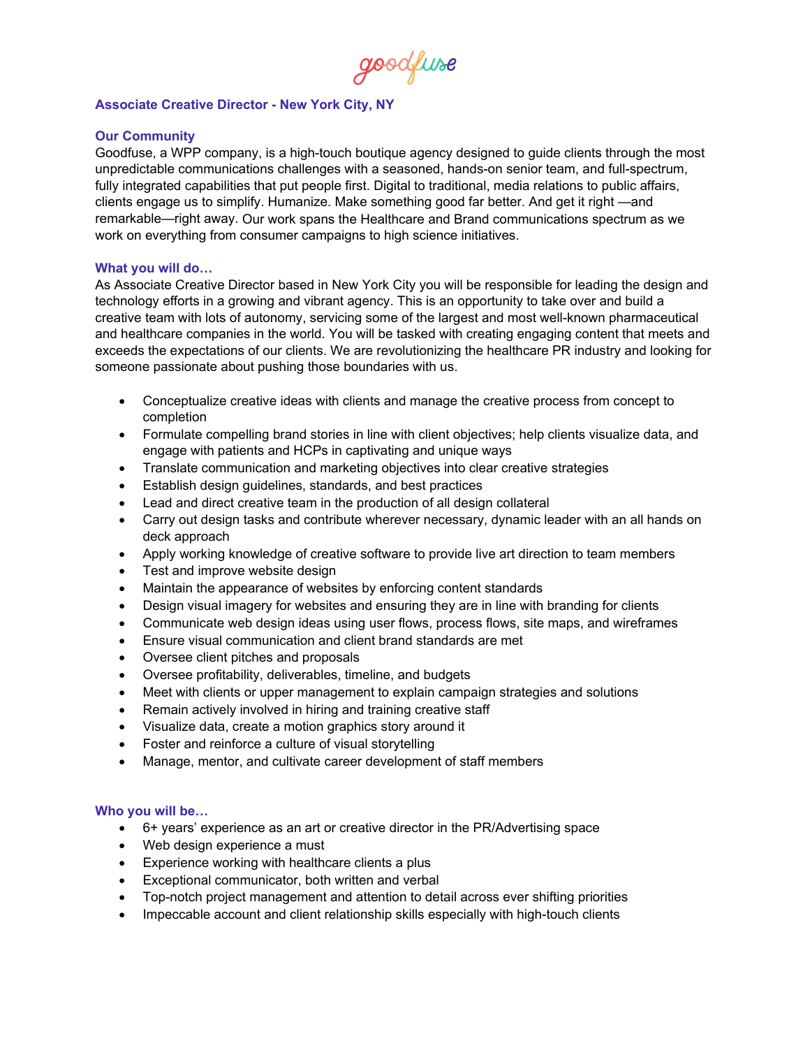goodfuse

## Associate Creative Director - New York City, NY

### Our Community

Goodfuse, a WPP company, is a high-touch boutique agency designed to guide clients through the most unpredictable communications challenges with a seasoned, hands-on senior team, and full-spectrum, fully integrated capabilities that put people first. Digital to traditional, media relations to public affairs, clients engage us to simplify. Humanize. Make something good far better. And get it right —and remarkable—right away. Our work spans the Healthcare and Brand communications spectrum as we work on everything from consumer campaigns to high science initiatives.

### What you will do…

As Associate Creative Director based in New York City you will be responsible for leading the design and technology efforts in a growing and vibrant agency. This is an opportunity to take over and build a creative team with lots of autonomy, servicing some of the largest and most well-known pharmaceutical and healthcare companies in the world. You will be tasked with creating engaging content that meets and exceeds the expectations of our clients. We are revolutionizing the healthcare PR industry and looking for someone passionate about pushing those boundaries with us.

- Conceptualize creative ideas with clients and manage the creative process from concept to completion
- Formulate compelling brand stories in line with client objectives; help clients visualize data, and engage with patients and HCPs in captivating and unique ways
- Translate communication and marketing objectives into clear creative strategies
- Establish design guidelines, standards, and best practices
- Lead and direct creative team in the production of all design collateral
- Carry out design tasks and contribute wherever necessary, dynamic leader with an all hands on deck approach
- Apply working knowledge of creative software to provide live art direction to team members
- Test and improve website design
- Maintain the appearance of websites by enforcing content standards
- Design visual imagery for websites and ensuring they are in line with branding for clients
- Communicate web design ideas using user flows, process flows, site maps, and wireframes
- Ensure visual communication and client brand standards are met
- Oversee client pitches and proposals
- Oversee profitability, deliverables, timeline, and budgets
- Meet with clients or upper management to explain campaign strategies and solutions
- Remain actively involved in hiring and training creative staff
- Visualize data, create a motion graphics story around it
- Foster and reinforce a culture of visual storytelling
- Manage, mentor, and cultivate career development of staff members

### Who you will be…

- 6+ years' experience as an art or creative director in the PR/Advertising space
- Web design experience a must
- Experience working with healthcare clients a plus
- Exceptional communicator, both written and verbal
- Top-notch project management and attention to detail across ever shifting priorities
- Impeccable account and client relationship skills especially with high-touch clients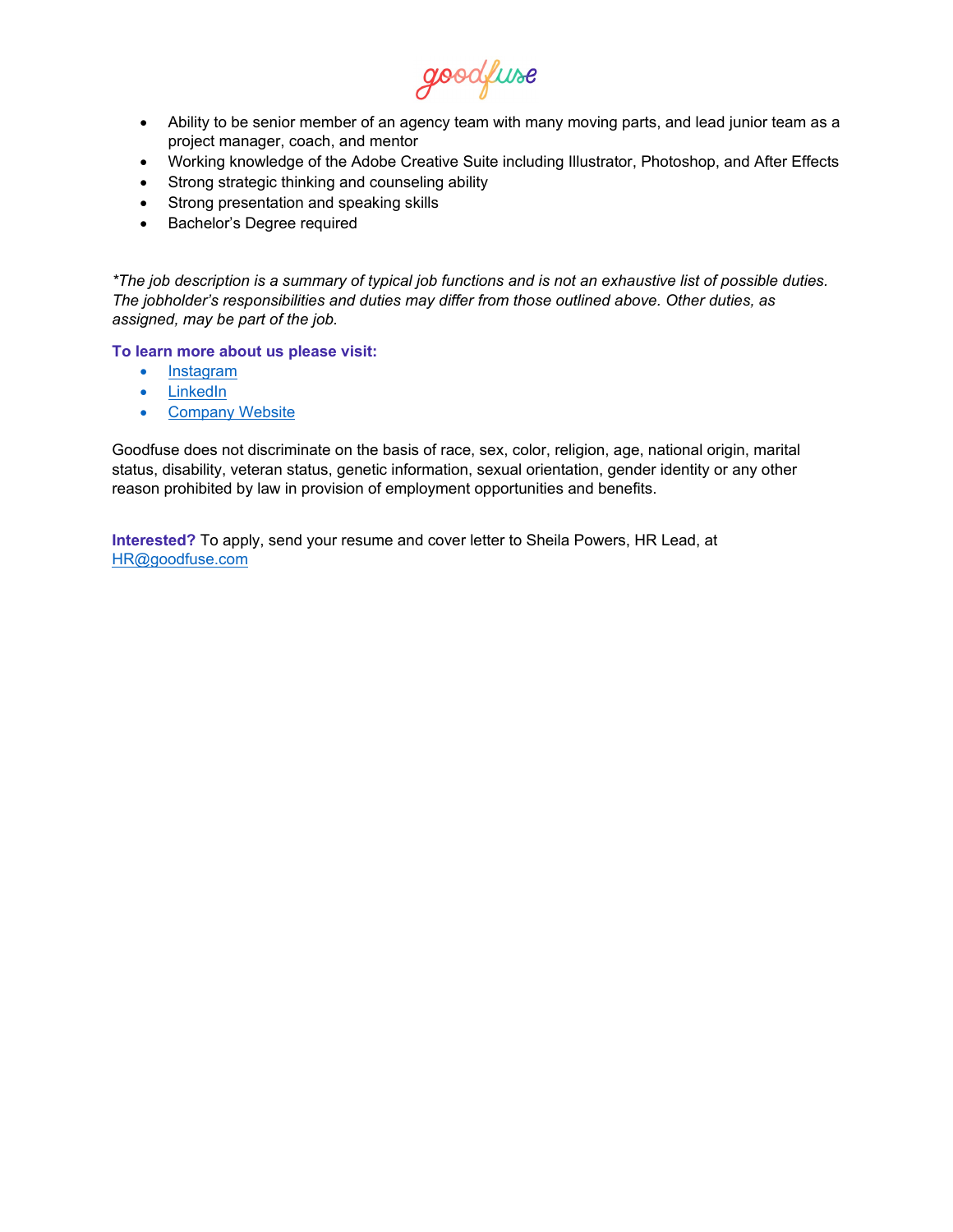- Ability to be senior member of an agency team with many moving parts, and lead junior team as a project manager, coach, and mentor
- Working knowledge of the Adobe Creative Suite including Illustrator, Photoshop, and After Effects
- Strong strategic thinking and counseling ability
- Strong presentation and speaking skills
- Bachelor's Degree required

*\*The job description is a summary of typical job functions and is not an exhaustive list of possible duties. The jobholder's responsibilities and duties may differ from those outlined above. Other duties, as assigned, may be part of the job.*

**To learn more about us please visit:**

- Instagram
- LinkedIn
- Company Website

Goodfuse does not discriminate on the basis of race, sex, color, religion, age, national origin, marital status, disability, veteran status, genetic information, sexual orientation, gender identity or any other reason prohibited by law in provision of employment opportunities and benefits.

**Interested?** To apply, send your resume and cover letter to Sheila Powers, HR Lead, at HR@goodfuse.com